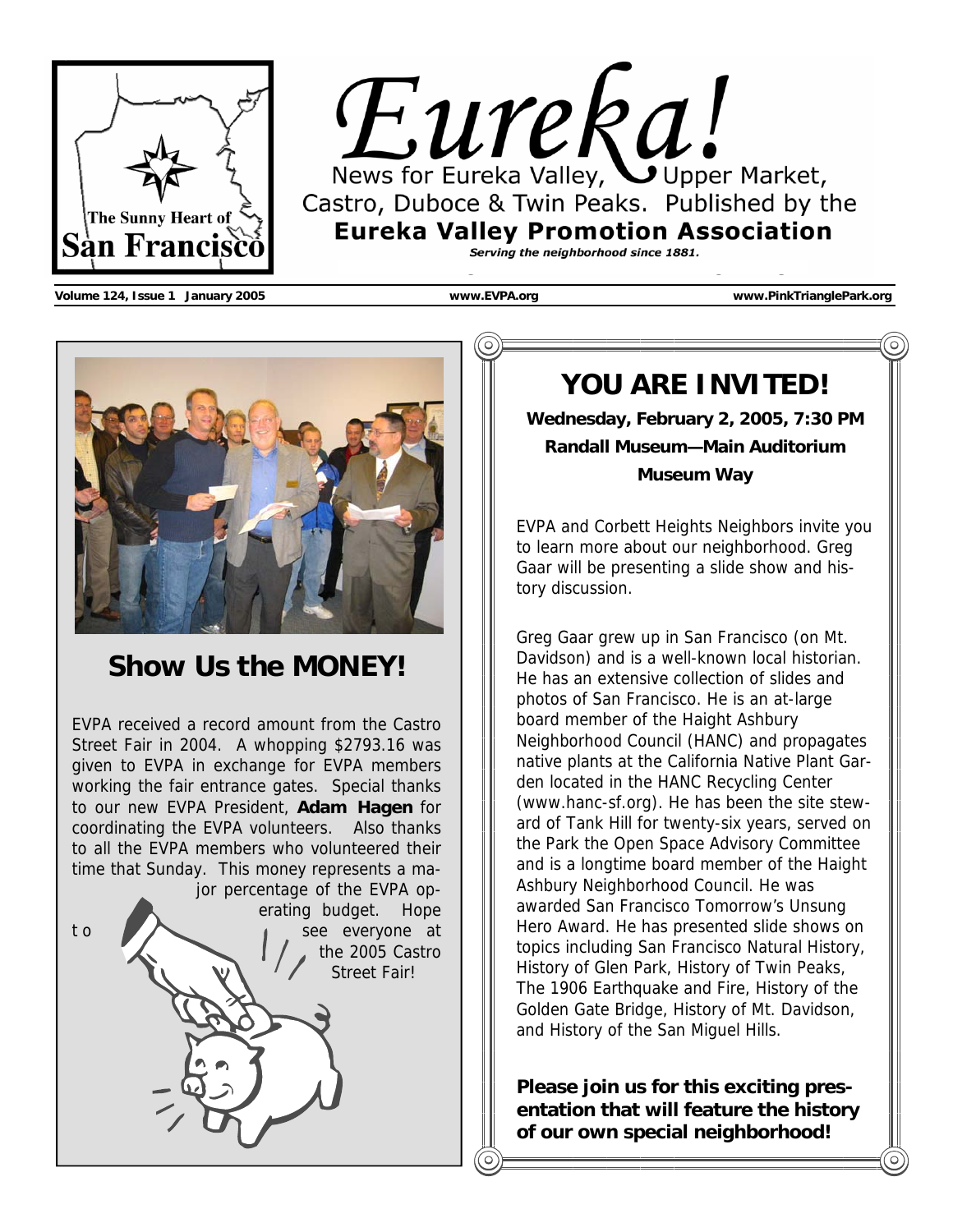# Eureka!

News for Eureka Valley, Upper Market, Castro, Duboce & Twin Peaks. Published by the

**Eureka Valley Promotion Association**

***Serving the neighborhood since 1881.***

The Sunny Heart of San Francisco

**Volume 124, Issue 1 January 2005** **www.EVPA.org** **www.PinkTrianglePark.org**

## Show Us the MONEY!

EVPA received a record amount from the Castro Street Fair in 2004. A whopping $2793.16 was given to EVPA in exchange for EVPA members working the fair entrance gates. Special thanks to our new EVPA President, **Adam Hagen** for coordinating the EVPA volunteers. Also thanks to all the EVPA members who volunteered their time that Sunday. This money represents a major percentage of the EVPA operating budget. Hope to see everyone at the 2005 Castro Street Fair!

## YOU ARE INVITED!

**Wednesday, February 2, 2005, 7:30 PM**

**Randall Museum—Main Auditorium**

**Museum Way**

EVPA and Corbett Heights Neighbors invite you to learn more about our neighborhood. Greg Gaar will be presenting a slide show and history discussion.

Greg Gaar grew up in San Francisco (on Mt. Davidson) and is a well-known local historian. He has an extensive collection of slides and photos of San Francisco. He is an at-large board member of the Haight Ashbury Neighborhood Council (HANC) and propagates native plants at the California Native Plant Garden located in the HANC Recycling Center (www.hanc-sf.org). He has been the site steward of Tank Hill for twenty-six years, served on the Park the Open Space Advisory Committee and is a longtime board member of the Haight Ashbury Neighborhood Council. He was awarded San Francisco Tomorrow's Unsung Hero Award. He has presented slide shows on topics including San Francisco Natural History, History of Glen Park, History of Twin Peaks, The 1906 Earthquake and Fire, History of the Golden Gate Bridge, History of Mt. Davidson, and History of the San Miguel Hills.

**Please join us for this exciting presentation that will feature the history of our own special neighborhood!**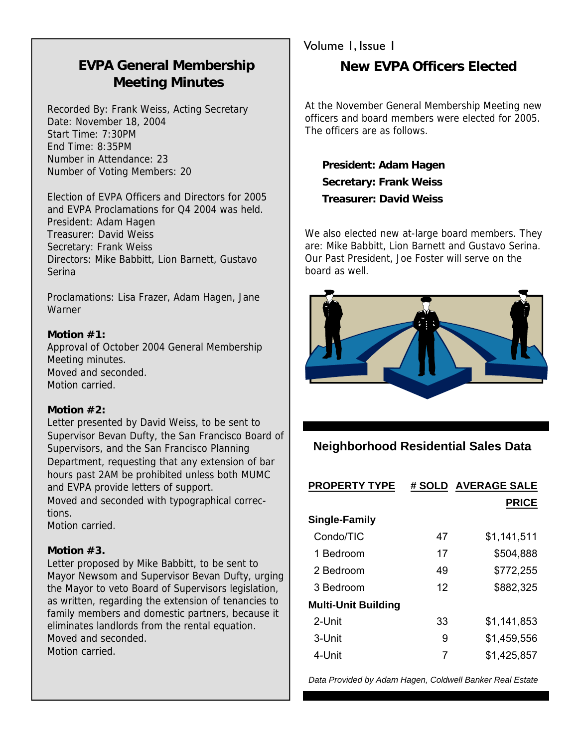## EVPA General Membership Meeting Minutes

Recorded By: Frank Weiss, Acting Secretary
Date: November 18, 2004
Start Time: 7:30PM
End Time: 8:35PM
Number in Attendance: 23
Number of Voting Members: 20

Election of EVPA Officers and Directors for 2005 and EVPA Proclamations for Q4 2004 was held.
President: Adam Hagen
Treasurer: David Weiss
Secretary: Frank Weiss
Directors: Mike Babbitt, Lion Barnett, Gustavo Serina

Proclamations: Lisa Frazer, Adam Hagen, Jane Warner

**Motion #1:**
Approval of October 2004 General Membership Meeting minutes.
Moved and seconded.
Motion carried.

**Motion #2:**
Letter presented by David Weiss, to be sent to Supervisor Bevan Dufty, the San Francisco Board of Supervisors, and the San Francisco Planning Department, requesting that any extension of bar hours past 2AM be prohibited unless both MUMC and EVPA provide letters of support.
Moved and seconded with typographical corrections.
Motion carried.

**Motion #3.**
Letter proposed by Mike Babbitt, to be sent to Mayor Newsom and Supervisor Bevan Dufty, urging the Mayor to veto Board of Supervisors legislation, as written, regarding the extension of tenancies to family members and domestic partners, because it eliminates landlords from the rental equation.
Moved and seconded.
Motion carried.

## New EVPA Officers Elected

At the November General Membership Meeting new officers and board members were elected for 2005. The officers are as follows.

**President: Adam Hagen**
**Secretary: Frank Weiss**
**Treasurer: David Weiss**

We also elected new at-large board members. They are: Mike Babbitt, Lion Barnett and Gustavo Serina. Our Past President, Joe Foster will serve on the board as well.

## Neighborhood Residential Sales Data

| PROPERTY TYPE | # SOLD | AVERAGE SALE PRICE |
|---|---|---|
| **Single-Family** | | |
| Condo/TIC | 47 | $1,141,511 |
| 1 Bedroom | 17 | $504,888 |
| 2 Bedroom | 49 | $772,255 |
| 3 Bedroom | 12 | $882,325 |
| **Multi-Unit Building** | | |
| 2-Unit | 33 | $1,141,853 |
| 3-Unit | 9 | $1,459,556 |
| 4-Unit | 7 | $1,425,857 |

*Data Provided by Adam Hagen, Coldwell Banker Real Estate*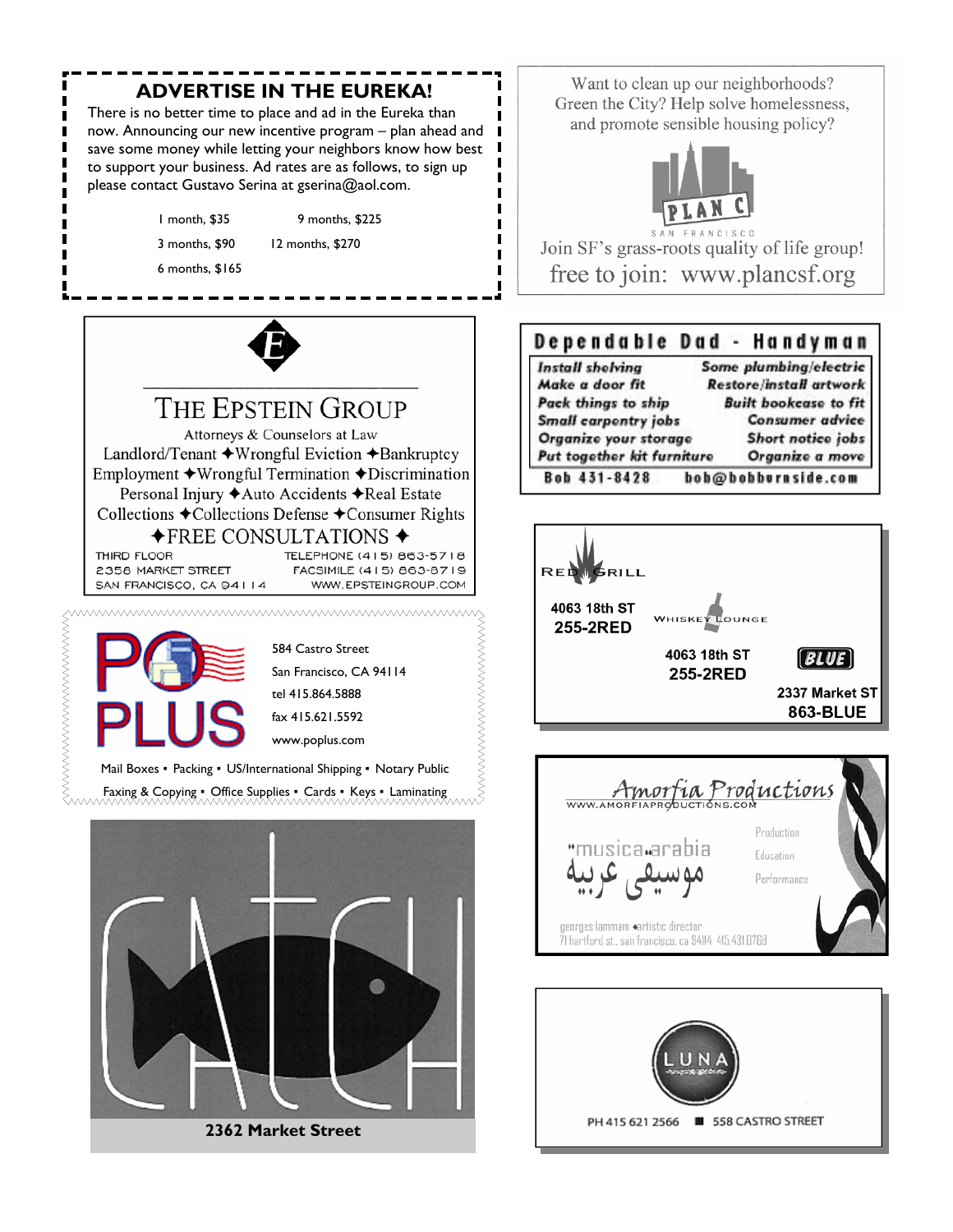## ADVERTISE IN THE EUREKA!

There is no better time to place and ad in the Eureka than now. Announcing our new incentive program – plan ahead and save some money while letting your neighbors know how best to support your business. Ad rates are as follows, to sign up please contact Gustavo Serina at gserina@aol.com.

- 1 month, $35
- 3 months, $90
- 6 months, $165
- 9 months, $225
- 12 months, $270

Want to clean up our neighborhoods? Green the City? Help solve homelessness, and promote sensible housing policy?

PLAN C SAN FRANCISCO

Join SF's grass-roots quality of life group!
free to join: www.plancsf.org

**THE EPSTEIN GROUP**

Attorneys & Counselors at Law

Landlord/Tenant ✦Wrongful Eviction ✦Bankruptcy
Employment ✦Wrongful Termination ✦Discrimination
Personal Injury ✦Auto Accidents ✦Real Estate
Collections ✦Collections Defense ✦Consumer Rights
✦FREE CONSULTATIONS ✦

THIRD FLOOR
2358 MARKET STREET
SAN FRANCISCO, CA 94114
TELEPHONE (415) 863-5718
FACSIMILE (415) 863-8719
WWW.EPSTEINGROUP.COM

**Dependable Dad - Handyman**

| | |
|---|---|
| *Install shelving* | *Some plumbing/electric* |
| *Make a door fit* | *Restore/install artwork* |
| *Pack things to ship* | *Built bookcase to fit* |
| *Small carpentry jobs* | *Consumer advice* |
| *Organize your storage* | *Short notice jobs* |
| *Put together kit furniture* | *Organize a move* |

Bob 431-8428 bob@bobburnside.com

**PO PLUS**

584 Castro Street
San Francisco, CA 94114
tel 415.864.5888
fax 415.621.5592
www.poplus.com

Mail Boxes ▪ Packing ▪ US/International Shipping ▪ Notary Public
Faxing & Copying ▪ Office Supplies ▪ Cards ▪ Keys ▪ Laminating

RED GRILL
4063 18th ST
255-2RED

WHISKEY LOUNGE
4063 18th ST
255-2RED

BLUE
2337 Market ST
863-BLUE

**CATCH**

2362 Market Street

Amorfia Productions
WWW.AMORFIAPRODUCTIONS.COM

musica arabia
موسيقى عربية

Production
Education
Performance

georges lammam ♦artistic director
71 hartford st., san francisco, ca 94114 415.431.0763

LUNA

PH 415 621 2566 ■ 558 CASTRO STREET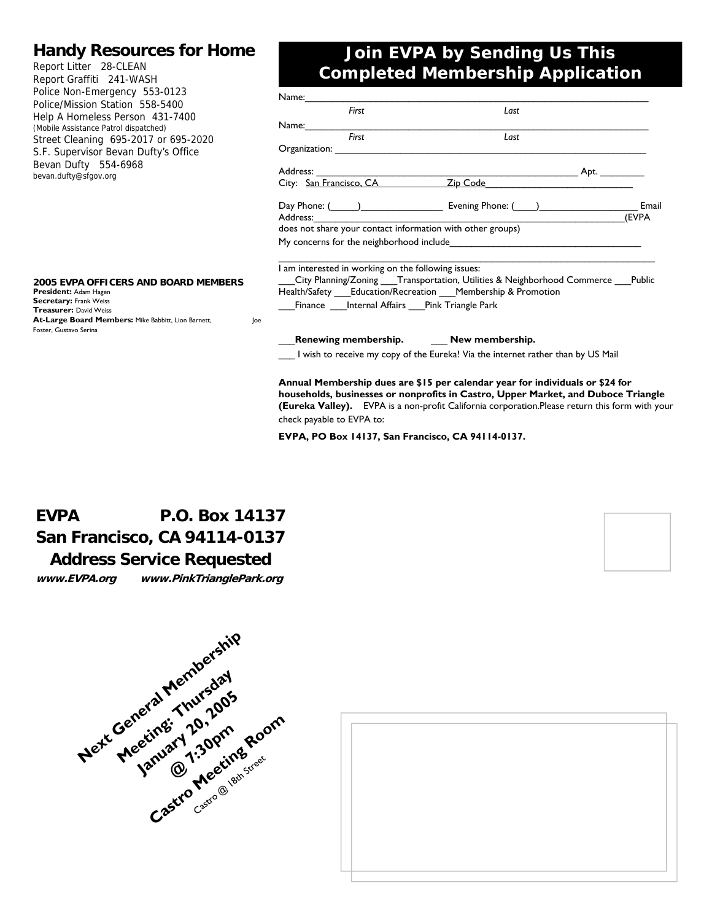## Handy Resources for Home

Report Litter 28-CLEAN
Report Graffiti 241-WASH
Police Non-Emergency 553-0123
Police/Mission Station 558-5400
Help A Homeless Person 431-7400
(Mobile Assistance Patrol dispatched)
Street Cleaning 695-2017 or 695-2020
S.F. Supervisor Bevan Dufty's Office
Bevan Dufty 554-6968
bevan.dufty@sfgov.org

**2005 EVPA OFFICERS AND BOARD MEMBERS**

**President:** Adam Hagen
**Secretary:** Frank Weiss
**Treasurer:** David Weiss
**At-Large Board Members:** Mike Babbitt, Lion Barnett, Joe Foster, Gustavo Serina

## Join EVPA by Sending Us This Completed Membership Application

Name:___________________________________________
*First* *Last*

Name:___________________________________________
*First* *Last*

Organization: _____________________________________

Address: ___________________________________ Apt. ________
City: San Francisco, CA Zip Code___________________

Day Phone: (_____)______________ Evening Phone: (____)________________ Email Address:______________________________(EVPA does not share your contact information with other groups)

My concerns for the neighborhood include_______________________________

_____________________________________________________

I am interested in working on the following issues:
___City Planning/Zoning ___Transportation, Utilities & Neighborhood Commerce ___Public Health/Safety ___Education/Recreation ___Membership & Promotion
___Finance ___Internal Affairs ___Pink Triangle Park

**___Renewing membership.** **___ New membership.**

___ I wish to receive my copy of the Eureka! Via the internet rather than by US Mail

**Annual Membership dues are $15 per calendar year for individuals or $24 for households, businesses or nonprofits in Castro, Upper Market, and Duboce Triangle (Eureka Valley).** EVPA is a non-profit California corporation.Please return this form with your check payable to EVPA to:

**EVPA, PO Box 14137, San Francisco, CA 94114-0137.**

**EVPA P.O. Box 14137**
**San Francisco, CA 94114-0137**
**Address Service Requested**

***www.EVPA.org*** ***www.PinkTrianglePark.org***

**Next General Membership Meeting: Thursday January 20, 2005 @ 7:30pm Castro Meeting Room**
Castro @ 18th Street